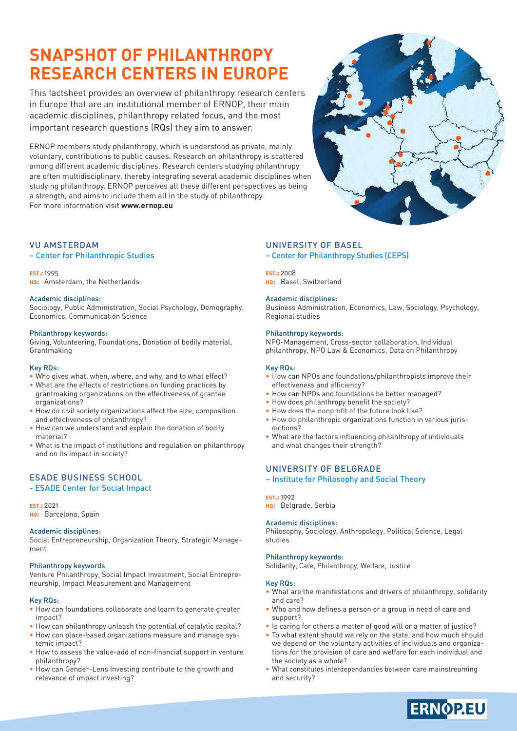# SNAPSHOT OF PHILANTHROPY RESEARCH CENTERS IN EUROPE

This factsheet provides an overview of philanthropy research centers in Europe that are an institutional member of ERNOP, their main academic disciplines, philanthropy related focus, and the most important research questions (RQs) they aim to answer.

ERNOP members study philanthropy, which is understood as private, mainly voluntary, contributions to public causes. Research on philanthropy is scattered among different academic disciplines. Research centers studying philanthropy are often multidisciplinary, thereby integrating several academic disciplines when studying philanthropy. ERNOP perceives all these different perspectives as being a strength, and aims to include them all in the study of philanthropy.
For more information visit **www.ernop.eu**

## VU AMSTERDAM
### – Center for Philanthropic Studies

**EST.:** 1995
**HQ:** Amsterdam, the Netherlands

**Academic disciplines:**
Sociology, Public Administration, Social Psychology, Demography, Economics, Communication Science

**Philanthropy keywords:**
Giving, Volunteering, Foundations, Donation of bodily material, Grantmaking

**Key RQs:**
- Who gives what, when, where, and why, and to what effect?
- What are the effects of restrictions on funding practices by grantmaking organizations on the effectiveness of grantee organizations?
- How do civil society organizations affect the size, composition and effectiveness of philanthropy?
- How can we understand and explain the donation of bodily material?
- What is the impact of institutions and regulation on philanthropy and on its impact in society?

## ESADE BUSINESS SCHOOL
### - ESADE Center for Social Impact

**EST.:** 2021
**HQ:** Barcelona, Spain

**Academic disciplines:**
Social Entrepreneurship, Organization Theory, Strategic Management

**Philanthropy keywords**
Venture Philanthropy, Social Impact Investment, Social Entrepreneurship, Impact Measurement and Management

**Key RQs:**
- How can foundations collaborate and learn to generate greater impact?
- How can philanthropy unleash the potential of catalytic capital?
- How can place-based organizations measure and manage systemic impact?
- How to assess the value-add of non-financial support in venture philanthropy?
- How can Gender-Lens Investing contribute to the growth and relevance of impact investing?

## UNIVERSITY OF BASEL
### – Center for Philanthropy Studies (CEPS)

**EST.:** 2008
**HQ:** Basel, Switzerland

**Academic disciplines:**
Business Administration, Economics, Law, Sociology, Psychology, Regional studies

**Philanthropy keywords:**
NPO-Management, Cross-sector collaboration, Individual philanthropy, NPO Law & Economics, Data on Philanthropy

**Key RQs:**
- How can NPOs and foundations/philanthropists improve their effectiveness and efficiency?
- How can NPOs and foundations be better managed?
- How does philanthropy benefit the society?
- How does the nonprofit of the future look like?
- How do philanthropic organizations function in various jurisdictions?
- What are the factors influencing philanthropy of individuals and what changes their strength?

## UNIVERSITY OF BELGRADE
### – Institute for Philosophy and Social Theory

**EST.:** 1992
**HQ:** Belgrade, Serbia

**Academic disciplines:**
Philosophy, Sociology, Anthropology, Political Science, Legal studies

**Philanthropy keywords:**
Solidarity, Care, Philanthropy, Welfare, Justice

**Key RQs:**
- What are the manifestations and drivers of philanthropy, solidarity and care?
- Who and how defines a person or a group in need of care and support?
- Is caring for others a matter of good will or a matter of justice?
- To what extent should we rely on the state, and how much should we depend on the voluntary activities of individuals and organizations for the provision of care and welfare for each individual and the society as a whole?
- What constitutes interdependancies between care mainstreaming and security?

ERNOP.EU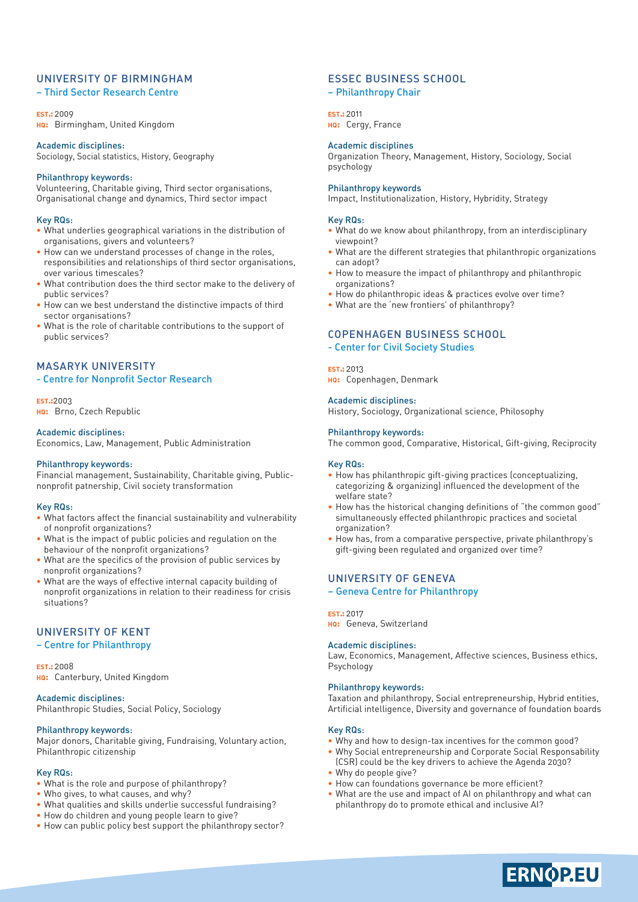## UNIVERSITY OF BIRMINGHAM
### – Third Sector Research Centre

**EST.:** 2009
**HQ:** Birmingham, United Kingdom

**Academic disciplines:**
Sociology, Social statistics, History, Geography

**Philanthropy keywords:**
Volunteering, Charitable giving, Third sector organisations, Organisational change and dynamics, Third sector impact

**Key RQs:**
- What underlies geographical variations in the distribution of organisations, givers and volunteers?
- How can we understand processes of change in the roles, responsibilities and relationships of third sector organisations, over various timescales?
- What contribution does the third sector make to the delivery of public services?
- How can we best understand the distinctive impacts of third sector organisations?
- What is the role of charitable contributions to the support of public services?

## MASARYK UNIVERSITY
### - Centre for Nonprofit Sector Research

**EST.:** 2003
**HQ:** Brno, Czech Republic

**Academic disciplines:**
Economics, Law, Management, Public Administration

**Philanthropy keywords:**
Financial management, Sustainability, Charitable giving, Public-nonprofit patnership, Civil society transformation

**Key RQs:**
- What factors affect the financial sustainability and vulnerability of nonprofit organizations?
- What is the impact of public policies and regulation on the behaviour of the nonprofit organizations?
- What are the specifics of the provision of public services by nonprofit organizations?
- What are the ways of effective internal capacity building of nonprofit organizations in relation to their readiness for crisis situations?

## UNIVERSITY OF KENT
### – Centre for Philanthropy

**EST.:** 2008
**HQ:** Canterbury, United Kingdom

**Academic disciplines:**
Philanthropic Studies, Social Policy, Sociology

**Philanthropy keywords:**
Major donors, Charitable giving, Fundraising, Voluntary action, Philanthropic citizenship

**Key RQs:**
- What is the role and purpose of philanthropy?
- Who gives, to what causes, and why?
- What qualities and skills underlie successful fundraising?
- How do children and young people learn to give?
- How can public policy best support the philanthropy sector?

## ESSEC BUSINESS SCHOOL
### – Philanthropy Chair

**EST.:** 2011
**HQ:** Cergy, France

**Academic disciplines**
Organization Theory, Management, History, Sociology, Social psychology

**Philanthropy keywords**
Impact, Institutionalization, History, Hybridity, Strategy

**Key RQs:**
- What do we know about philanthropy, from an interdisciplinary viewpoint?
- What are the different strategies that philanthropic organizations can adopt?
- How to measure the impact of philanthropy and philanthropic organizations?
- How do philanthropic ideas & practices evolve over time?
- What are the 'new frontiers' of philanthropy?

## COPENHAGEN BUSINESS SCHOOL
### - Center for Civil Society Studies

**EST.:** 2013
**HQ:** Copenhagen, Denmark

**Academic disciplines:**
History, Sociology, Organizational science, Philosophy

**Philanthropy keywords:**
The common good, Comparative, Historical, Gift-giving, Reciprocity

**Key RQs:**
- How has philanthropic gift-giving practices (conceptualizing, categorizing & organizing) influenced the development of the welfare state?
- How has the historical changing definitions of "the common good" simultaneously effected philanthropic practices and societal organization?
- How has, from a comparative perspective, private philanthropy's gift-giving been regulated and organized over time?

## UNIVERSITY OF GENEVA
### – Geneva Centre for Philanthropy

**EST.:** 2017
**HQ:** Geneva, Switzerland

**Academic disciplines:**
Law, Economics, Management, Affective sciences, Business ethics, Psychology

**Philanthropy keywords:**
Taxation and philanthropy, Social entrepreneurship, Hybrid entities, Artificial intelligence, Diversity and governance of foundation boards

**Key RQs:**
- Why and how to design-tax incentives for the common good?
- Why Social entrepreneurship and Corporate Social Responsability (CSR) could be the key drivers to achieve the Agenda 2030?
- Why do people give?
- How can foundations governance be more efficient?
- What are the use and impact of AI on philanthropy and what can philanthropy do to promote ethical and inclusive AI?

ERNOP.EU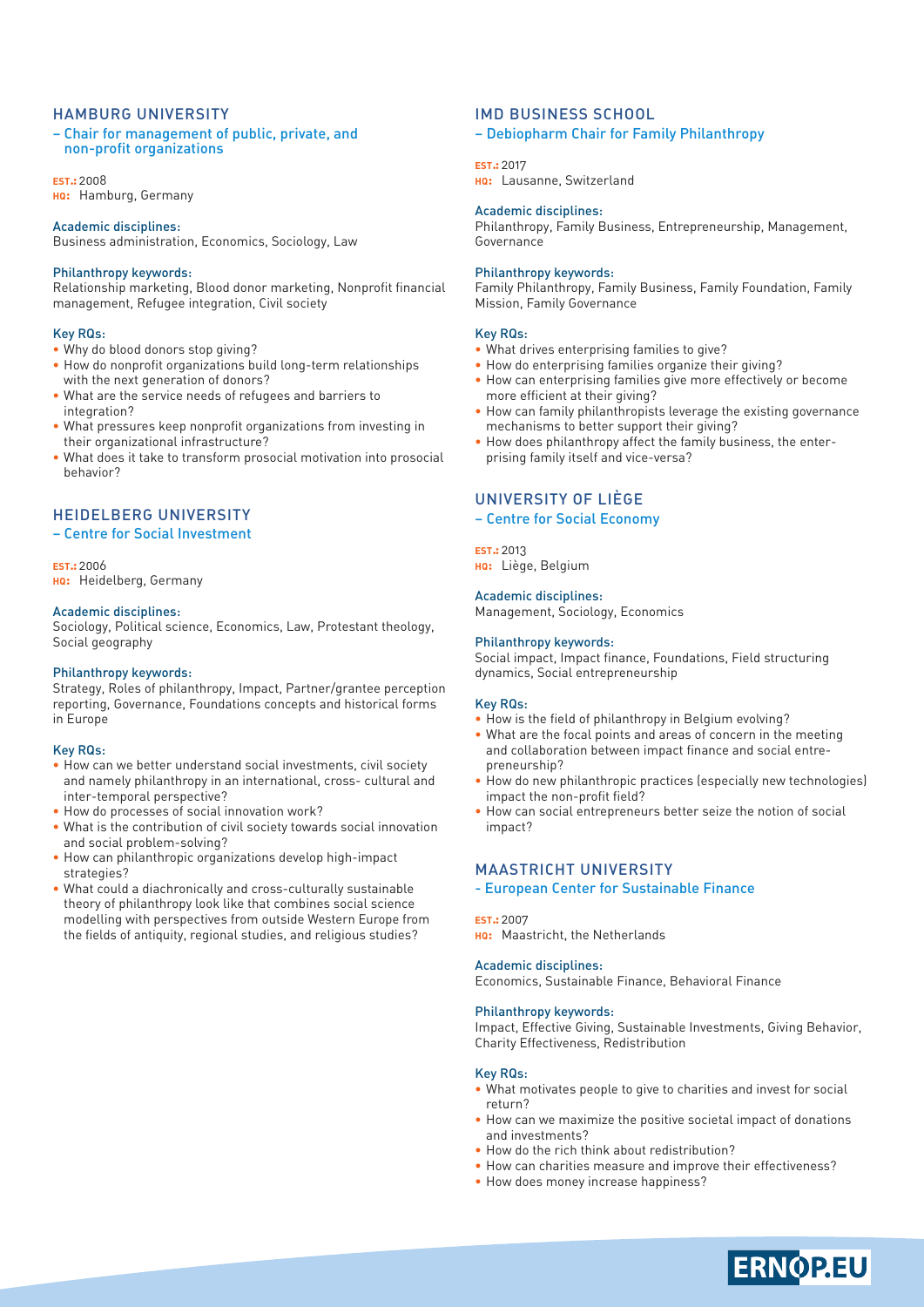## HAMBURG UNIVERSITY

### – Chair for management of public, private, and non-profit organizations

**EST.:** 2008
**HQ:** Hamburg, Germany

**Academic disciplines:**
Business administration, Economics, Sociology, Law

**Philanthropy keywords:**
Relationship marketing, Blood donor marketing, Nonprofit financial management, Refugee integration, Civil society

**Key RQs:**

- Why do blood donors stop giving?
- How do nonprofit organizations build long-term relationships with the next generation of donors?
- What are the service needs of refugees and barriers to integration?
- What pressures keep nonprofit organizations from investing in their organizational infrastructure?
- What does it take to transform prosocial motivation into prosocial behavior?

## HEIDELBERG UNIVERSITY

### – Centre for Social Investment

**EST.:** 2006
**HQ:** Heidelberg, Germany

**Academic disciplines:**
Sociology, Political science, Economics, Law, Protestant theology, Social geography

**Philanthropy keywords:**
Strategy, Roles of philanthropy, Impact, Partner/grantee perception reporting, Governance, Foundations concepts and historical forms in Europe

**Key RQs:**

- How can we better understand social investments, civil society and namely philanthropy in an international, cross- cultural and inter-temporal perspective?
- How do processes of social innovation work?
- What is the contribution of civil society towards social innovation and social problem-solving?
- How can philanthropic organizations develop high-impact strategies?
- What could a diachronically and cross-culturally sustainable theory of philanthropy look like that combines social science modelling with perspectives from outside Western Europe from the fields of antiquity, regional studies, and religious studies?

## IMD BUSINESS SCHOOL

### – Debiopharm Chair for Family Philanthropy

**EST.:** 2017
**HQ:** Lausanne, Switzerland

**Academic disciplines:**
Philanthropy, Family Business, Entrepreneurship, Management, Governance

**Philanthropy keywords:**
Family Philanthropy, Family Business, Family Foundation, Family Mission, Family Governance

**Key RQs:**

- What drives enterprising families to give?
- How do enterprising families organize their giving?
- How can enterprising families give more effectively or become more efficient at their giving?
- How can family philanthropists leverage the existing governance mechanisms to better support their giving?
- How does philanthropy affect the family business, the enterprising family itself and vice-versa?

## UNIVERSITY OF LIÈGE

### – Centre for Social Economy

**EST.:** 2013
**HQ:** Liège, Belgium

**Academic disciplines:**
Management, Sociology, Economics

**Philanthropy keywords:**
Social impact, Impact finance, Foundations, Field structuring dynamics, Social entrepreneurship

**Key RQs:**

- How is the field of philanthropy in Belgium evolving?
- What are the focal points and areas of concern in the meeting and collaboration between impact finance and social entrepreneurship?
- How do new philanthropic practices (especially new technologies) impact the non-profit field?
- How can social entrepreneurs better seize the notion of social impact?

## MAASTRICHT UNIVERSITY

### - European Center for Sustainable Finance

**EST.:** 2007
**HQ:** Maastricht, the Netherlands

**Academic disciplines:**
Economics, Sustainable Finance, Behavioral Finance

**Philanthropy keywords:**
Impact, Effective Giving, Sustainable Investments, Giving Behavior, Charity Effectiveness, Redistribution

**Key RQs:**

- What motivates people to give to charities and invest for social return?
- How can we maximize the positive societal impact of donations and investments?
- How do the rich think about redistribution?
- How can charities measure and improve their effectiveness?
- How does money increase happiness?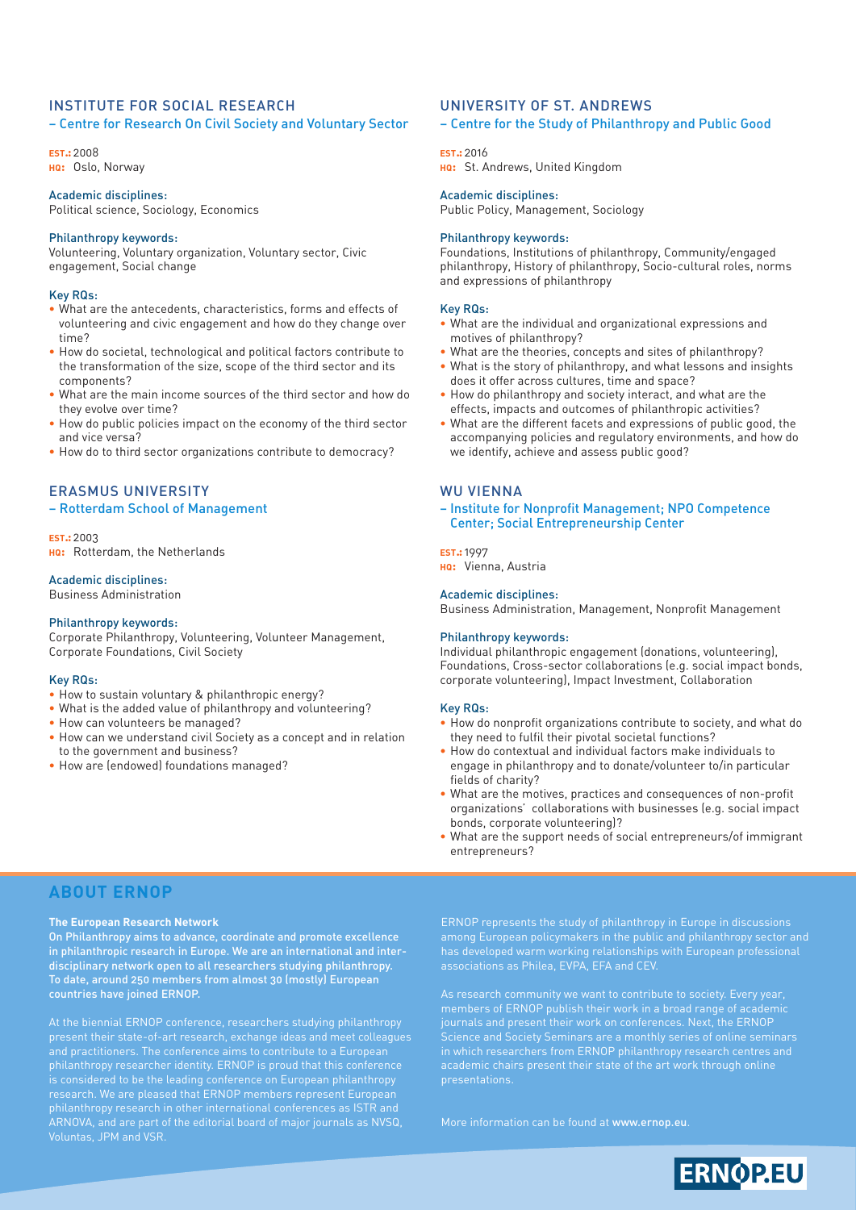## INSTITUTE FOR SOCIAL RESEARCH

### – Centre for Research On Civil Society and Voluntary Sector

**EST.:** 2008
**HQ:** Oslo, Norway

**Academic disciplines:**
Political science, Sociology, Economics

**Philanthropy keywords:**
Volunteering, Voluntary organization, Voluntary sector, Civic engagement, Social change

**Key RQs:**

- What are the antecedents, characteristics, forms and effects of volunteering and civic engagement and how do they change over time?
- How do societal, technological and political factors contribute to the transformation of the size, scope of the third sector and its components?
- What are the main income sources of the third sector and how do they evolve over time?
- How do public policies impact on the economy of the third sector and vice versa?
- How do to third sector organizations contribute to democracy?

## ERASMUS UNIVERSITY

### – Rotterdam School of Management

**EST.:** 2003
**HQ:** Rotterdam, the Netherlands

**Academic disciplines:**
Business Administration

**Philanthropy keywords:**
Corporate Philanthropy, Volunteering, Volunteer Management, Corporate Foundations, Civil Society

**Key RQs:**

- How to sustain voluntary & philanthropic energy?
- What is the added value of philanthropy and volunteering?
- How can volunteers be managed?
- How can we understand civil Society as a concept and in relation to the government and business?
- How are (endowed) foundations managed?

## UNIVERSITY OF ST. ANDREWS

### – Centre for the Study of Philanthropy and Public Good

**EST.:** 2016
**HQ:** St. Andrews, United Kingdom

**Academic disciplines:**
Public Policy, Management, Sociology

**Philanthropy keywords:**
Foundations, Institutions of philanthropy, Community/engaged philanthropy, History of philanthropy, Socio-cultural roles, norms and expressions of philanthropy

**Key RQs:**

- What are the individual and organizational expressions and motives of philanthropy?
- What are the theories, concepts and sites of philanthropy?
- What is the story of philanthropy, and what lessons and insights does it offer across cultures, time and space?
- How do philanthropy and society interact, and what are the effects, impacts and outcomes of philanthropic activities?
- What are the different facets and expressions of public good, the accompanying policies and regulatory environments, and how do we identify, achieve and assess public good?

## WU VIENNA

### – Institute for Nonprofit Management; NPO Competence Center; Social Entrepreneurship Center

**EST.:** 1997
**HQ:** Vienna, Austria

**Academic disciplines:**
Business Administration, Management, Nonprofit Management

**Philanthropy keywords:**
Individual philanthropic engagement (donations, volunteering), Foundations, Cross-sector collaborations (e.g. social impact bonds, corporate volunteering), Impact Investment, Collaboration

**Key RQs:**

- How do nonprofit organizations contribute to society, and what do they need to fulfil their pivotal societal functions?
- How do contextual and individual factors make individuals to engage in philanthropy and to donate/volunteer to/in particular fields of charity?
- What are the motives, practices and consequences of non-profit organizations' collaborations with businesses (e.g. social impact bonds, corporate volunteering)?
- What are the support needs of social entrepreneurs/of immigrant entrepreneurs?

## ABOUT ERNOP

**The European Research Network On Philanthropy aims to advance, coordinate and promote excellence in philanthropic research in Europe. We are an international and inter-disciplinary network open to all researchers studying philanthropy. To date, around 250 members from almost 30 (mostly) European countries have joined ERNOP.**

At the biennial ERNOP conference, researchers studying philanthropy present their state-of-art research, exchange ideas and meet colleagues and practitioners. The conference aims to contribute to a European philanthropy researcher identity. ERNOP is proud that this conference is considered to be the leading conference on European philanthropy research. We are pleased that ERNOP members represent European philanthropy research in other international conferences as ISTR and ARNOVA, and are part of the editorial board of major journals as NVSQ, Voluntas, JPM and VSR.

ERNOP represents the study of philanthropy in Europe in discussions among European policymakers in the public and philanthropy sector and has developed warm working relationships with European professional associations as Philea, EVPA, EFA and CEV.

As research community we want to contribute to society. Every year, members of ERNOP publish their work in a broad range of academic journals and present their work on conferences. Next, the ERNOP Science and Society Seminars are a monthly series of online seminars in which researchers from ERNOP philanthropy research centres and academic chairs present their state of the art work through online presentations.

More information can be found at www.ernop.eu.

ERNOP.EU